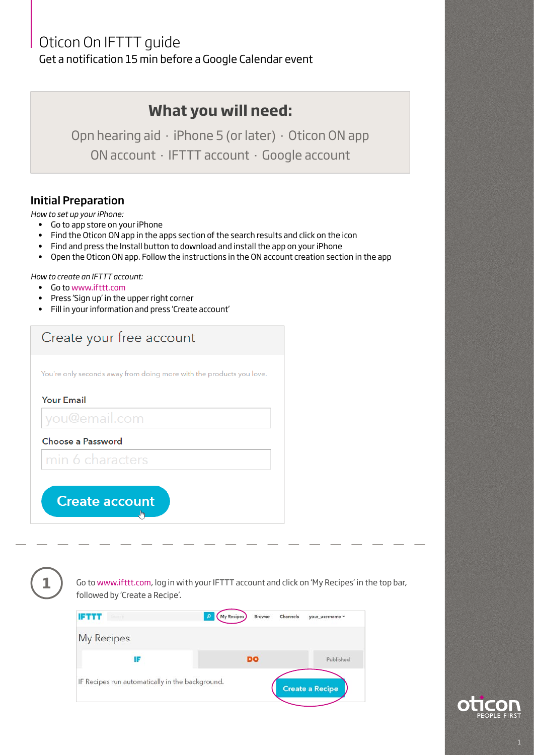# Oticon On IFTTT guide

Get a notification 15 min before a Google Calendar event

## What you will need:

Opn hearing aid · iPhone 5 (or later) · Oticon ON app
ON account · IFTTT account · Google account

## Initial Preparation

*How to set up your iPhone:*

- Go to app store on your iPhone
- Find the Oticon ON app in the apps section of the search results and click on the icon
- Find and press the Install button to download and install the app on your iPhone
- Open the Oticon ON app. Follow the instructions in the ON account creation section in the app

*How to create an IFTTT account:*

- Go to www.ifttt.com
- Press 'Sign up' in the upper right corner
- Fill in your information and press 'Create account'

Create your free account

You're only seconds away from doing more with the products you love.

Your Email

you@email.com

Choose a Password

min 6 characters

Create account

---

**1** Go to www.ifttt.com, log in with your IFTTT account and click on 'My Recipes' in the top bar, followed by 'Create a Recipe'.

IFTTT | My Recipes | Browse | Channels | your_username

My Recipes

IF | DO | Published

IF Recipes run automatically in the background.

Create a Recipe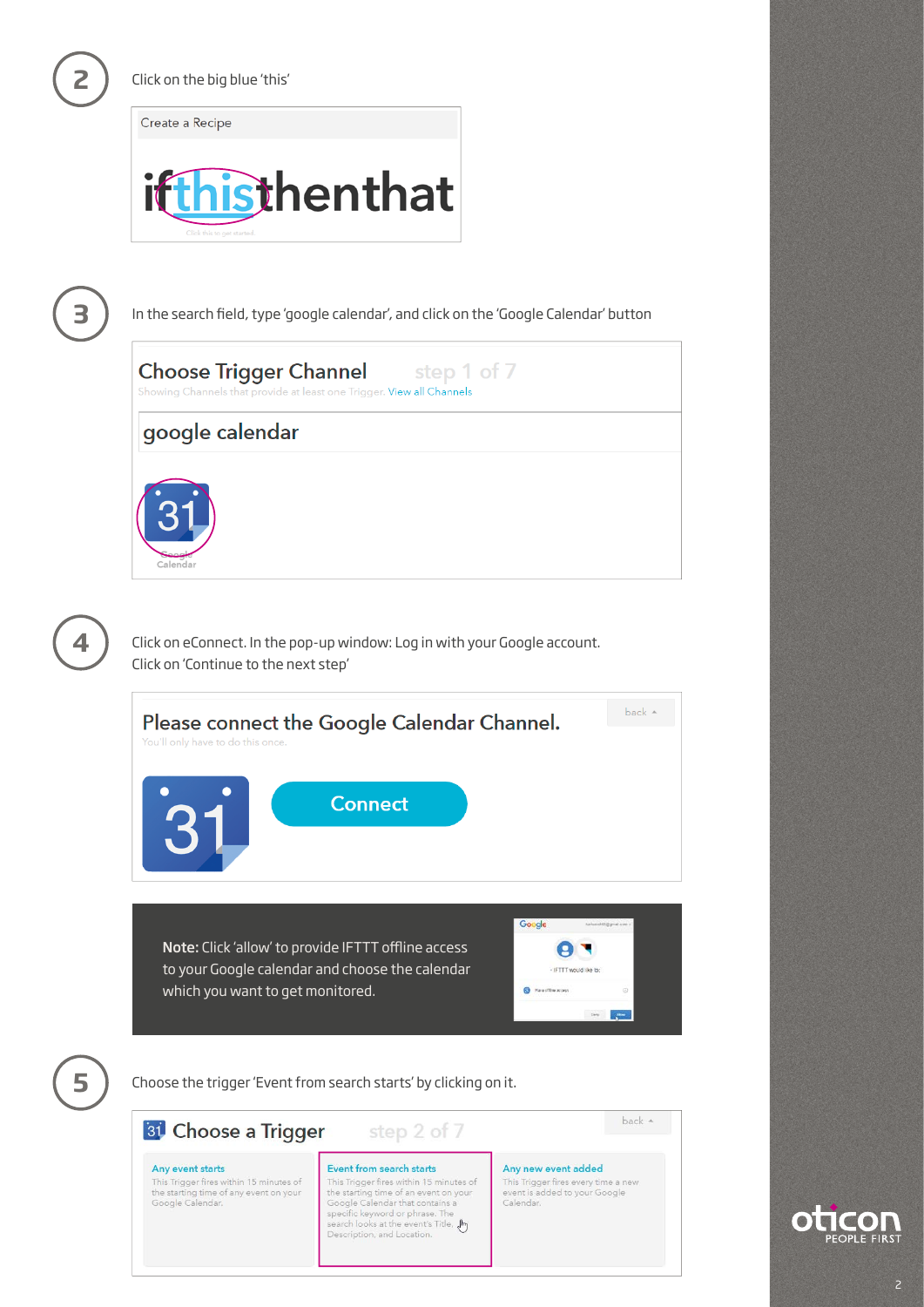**2** Click on the big blue 'this'

Create a Recipe

ifthisthenthat

**3** In the search field, type 'google calendar', and click on the 'Google Calendar' button

Choose Trigger Channel step 1 of 7

Showing Channels that provide at least one Trigger. View all Channels

google calendar

Google Calendar

**4** Click on eConnect. In the pop-up window: Log in with your Google account. Click on 'Continue to the next step'

Please connect the Google Calendar Channel.

You'll only have to do this once.

Connect

**Note:** Click 'allow' to provide IFTTT offline access to your Google calendar and choose the calendar which you want to get monitored.

**5** Choose the trigger 'Event from search starts' by clicking on it.

Choose a Trigger step 2 of 7

**Any event starts**
This Trigger fires within 15 minutes of the starting time of any event on your Google Calendar.

**Event from search starts**
This Trigger fires within 15 minutes of the starting time of an event on your Google Calendar that contains a specific keyword or phrase. The search looks at the event's Title, Description, and Location.

**Any new event added**
This Trigger fires every time a new event is added to your Google Calendar.

oticon PEOPLE FIRST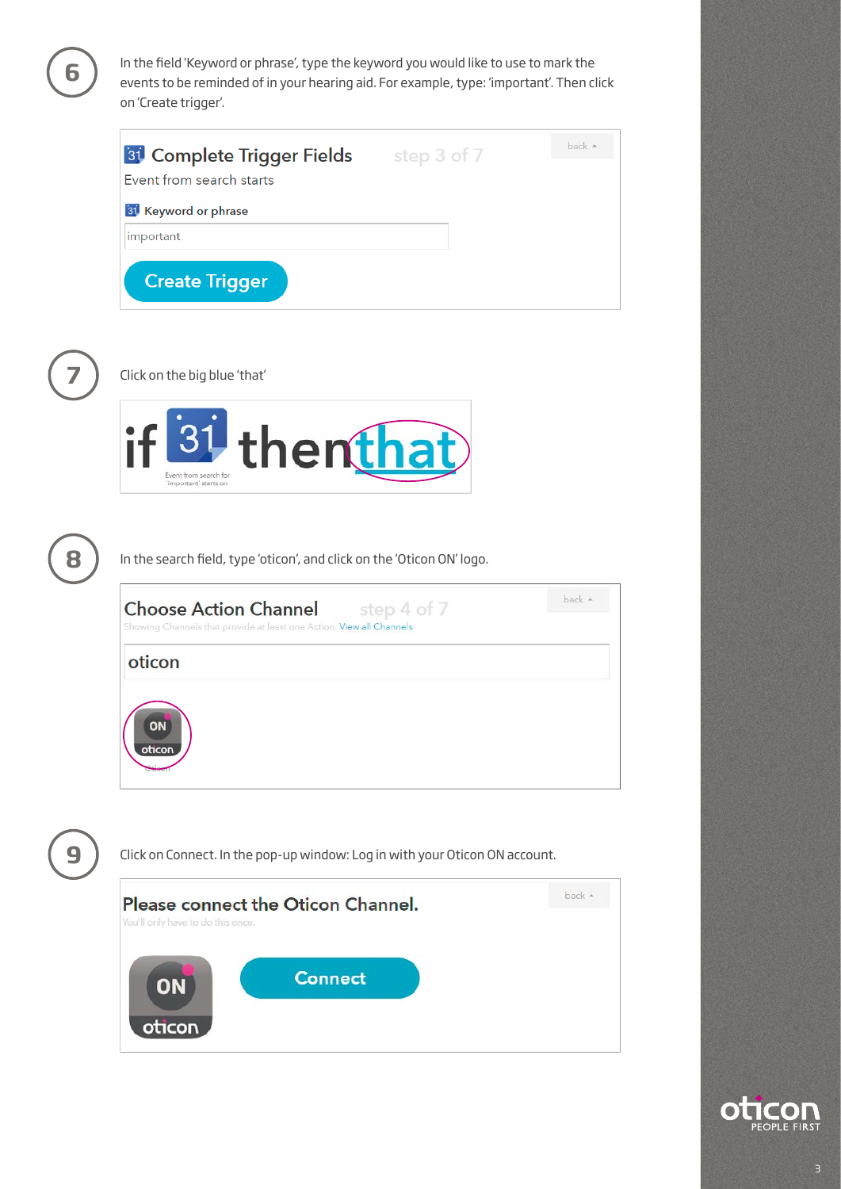**6**

In the field 'Keyword or phrase', type the keyword you would like to use to mark the events to be reminded of in your hearing aid. For example, type: 'important'. Then click on 'Create trigger'.

Complete Trigger Fields — step 3 of 7 — back

Event from search starts

Keyword or phrase

important

Create Trigger

**7**

Click on the big blue 'that'

if 31 then that

Event from search for 'important' starts on

**8**

In the search field, type 'oticon', and click on the 'Oticon ON' logo.

Choose Action Channel — step 4 of 7 — back

Showing Channels that provide at least one Action. View all Channels

oticon

ON oticon

**9**

Click on Connect. In the pop-up window: Log in with your Oticon ON account.

Please connect the Oticon Channel. — back

You'll only have to do this once.

ON oticon

Connect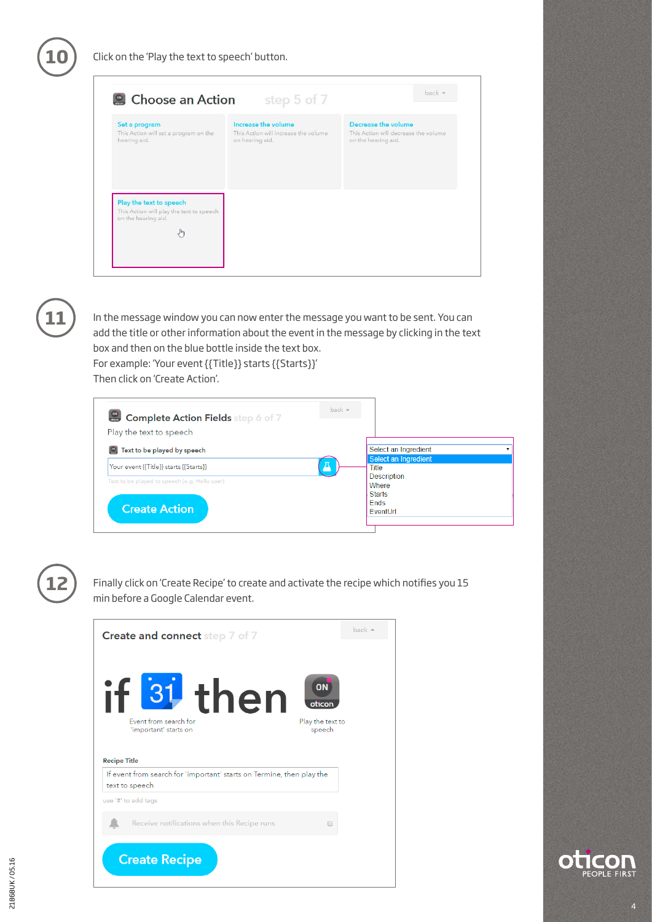**10** Click on the 'Play the text to speech' button.

Choose an Action step 5 of 7

back

Set a program
This Action will set a program on the hearing aid.

Increase the volume
This Action will increase the volume on hearing aid.

Decrease the volume
This Action will decrease the volume on the hearing aid.

Play the text to speech
This Action will play the text to speech on the hearing aid.

**11** In the message window you can now enter the message you want to be sent. You can add the title or other information about the event in the message by clicking in the text box and then on the blue bottle inside the text box.
For example: 'Your event {{Title}} starts {{Starts}}'
Then click on 'Create Action'.

Complete Action Fields step 6 of 7

back

Play the text to speech

Text to be played by speech

Your event {{Title}} starts {{Starts}}

Text to be played to speech (e.g. Hello user)

Create Action

Select an Ingredient
Select an Ingredient
Title
Description
Where
Starts
Ends
EventUrl

**12** Finally click on 'Create Recipe' to create and activate the recipe which notifies you 15 min before a Google Calendar event.

Create and connect step 7 of 7

back

if 31 then ON oticon

Event from search for 'important' starts on

Play the text to speech

Recipe Title

If event from search for 'important' starts on Termine, then play the text to speech

use '#' to add tags

Receive notifications when this Recipe runs

Create Recipe

oticon PEOPLE FIRST

21868UK / 05.16